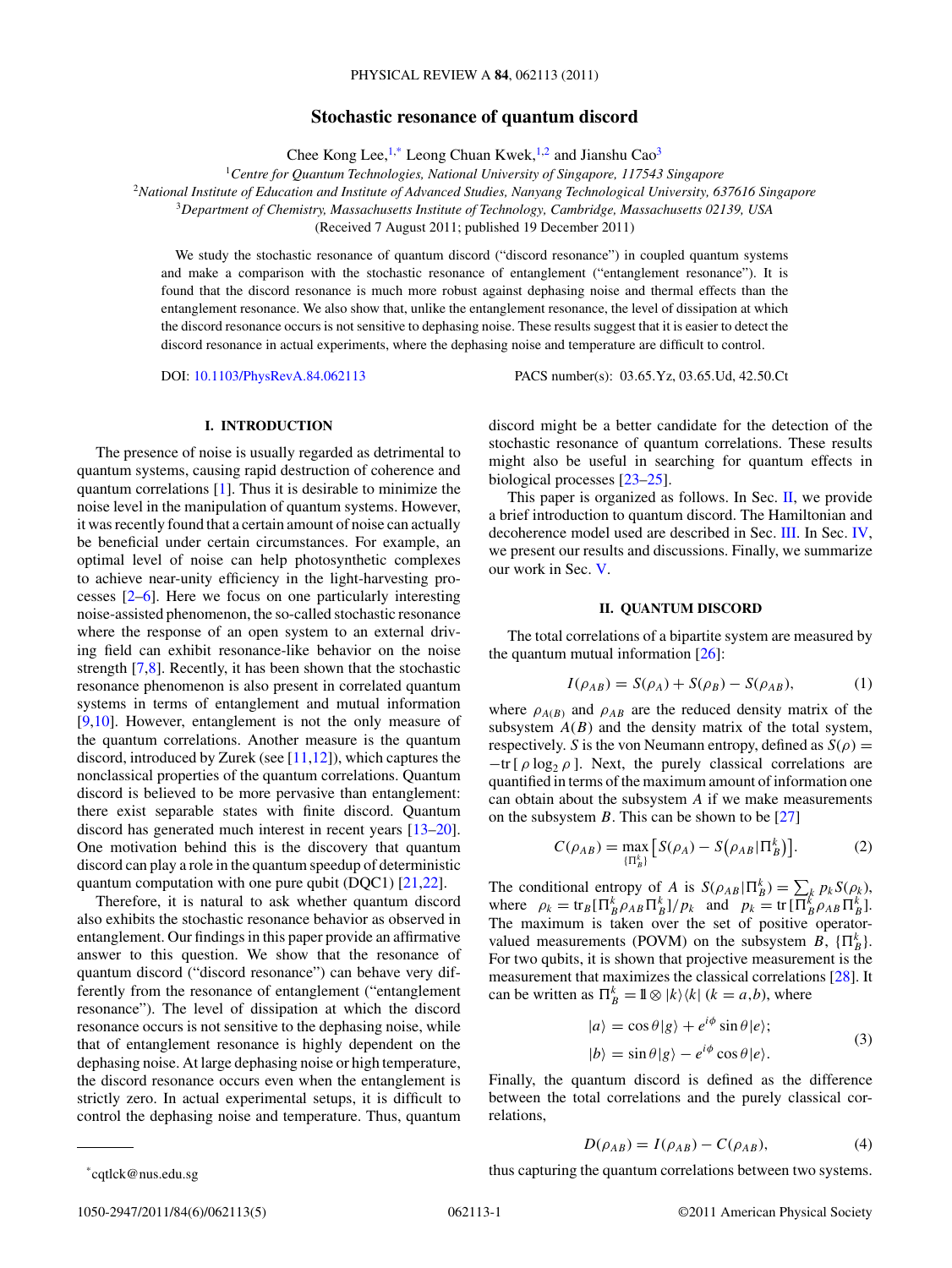# Stochastic resonance of quantum discord

Chee Kong Lee,[1,*] Leong Chuan Kwek,[1,2] and Jianshu Cao[3]

[1]*Centre for Quantum Technologies, National University of Singapore, 117543 Singapore*
[2]*National Institute of Education and Institute of Advanced Studies, Nanyang Technological University, 637616 Singapore*
[3]*Department of Chemistry, Massachusetts Institute of Technology, Cambridge, Massachusetts 02139, USA*

(Received 7 August 2011; published 19 December 2011)

We study the stochastic resonance of quantum discord ("discord resonance") in coupled quantum systems and make a comparison with the stochastic resonance of entanglement ("entanglement resonance"). It is found that the discord resonance is much more robust against dephasing noise and thermal effects than the entanglement resonance. We also show that, unlike the entanglement resonance, the level of dissipation at which the discord resonance occurs is not sensitive to dephasing noise. These results suggest that it is easier to detect the discord resonance in actual experiments, where the dephasing noise and temperature are difficult to control.

DOI: 10.1103/PhysRevA.84.062113 PACS number(s): 03.65.Yz, 03.65.Ud, 42.50.Ct

## I. INTRODUCTION

The presence of noise is usually regarded as detrimental to quantum systems, causing rapid destruction of coherence and quantum correlations [1]. Thus it is desirable to minimize the noise level in the manipulation of quantum systems. However, it was recently found that a certain amount of noise can actually be beneficial under certain circumstances. For example, an optimal level of noise can help photosynthetic complexes to achieve near-unity efficiency in the light-harvesting processes [2–6]. Here we focus on one particularly interesting noise-assisted phenomenon, the so-called stochastic resonance where the response of an open system to an external driving field can exhibit resonance-like behavior on the noise strength [7,8]. Recently, it has been shown that the stochastic resonance phenomenon is also present in correlated quantum systems in terms of entanglement and mutual information [9,10]. However, entanglement is not the only measure of the quantum correlations. Another measure is the quantum discord, introduced by Zurek (see [11,12]), which captures the nonclassical properties of the quantum correlations. Quantum discord is believed to be more pervasive than entanglement: there exist separable states with finite discord. Quantum discord has generated much interest in recent years [13–20]. One motivation behind this is the discovery that quantum discord can play a role in the quantum speedup of deterministic quantum computation with one pure qubit (DQC1) [21,22].

Therefore, it is natural to ask whether quantum discord also exhibits the stochastic resonance behavior as observed in entanglement. Our findings in this paper provide an affirmative answer to this question. We show that the resonance of quantum discord ("discord resonance") can behave very differently from the resonance of entanglement ("entanglement resonance"). The level of dissipation at which the discord resonance occurs is not sensitive to the dephasing noise, while that of entanglement resonance is highly dependent on the dephasing noise. At large dephasing noise or high temperature, the discord resonance occurs even when the entanglement is strictly zero. In actual experimental setups, it is difficult to control the dephasing noise and temperature. Thus, quantum discord might be a better candidate for the detection of the stochastic resonance of quantum correlations. These results might also be useful in searching for quantum effects in biological processes [23–25].

This paper is organized as follows. In Sec. II, we provide a brief introduction to quantum discord. The Hamiltonian and decoherence model used are described in Sec. III. In Sec. IV, we present our results and discussions. Finally, we summarize our work in Sec. V.

## II. QUANTUM DISCORD

The total correlations of a bipartite system are measured by the quantum mutual information [26]:

$$I(\rho_{AB}) = S(\rho_A) + S(\rho_B) - S(\rho_{AB}), \tag{1}$$

where $\rho_{A(B)}$ and $\rho_{AB}$ are the reduced density matrix of the subsystem $A(B)$ and the density matrix of the total system, respectively. $S$ is the von Neumann entropy, defined as $S(\rho) = -\text{tr}[\,\rho \log_2 \rho\,]$. Next, the purely classical correlations are quantified in terms of the maximum amount of information one can obtain about the subsystem $A$ if we make measurements on the subsystem $B$. This can be shown to be [27]

$$C(\rho_{AB}) = \max_{\{\Pi_B^k\}} \left[ S(\rho_A) - S\left(\rho_{AB}|\Pi_B^k\right)\right]. \tag{2}$$

The conditional entropy of $A$ is $S(\rho_{AB}|\Pi_B^k) = \sum_k p_k S(\rho_k)$, where $\rho_k = \text{tr}_B[\Pi_B^k \rho_{AB} \Pi_B^k]/p_k$ and $p_k = \text{tr}\,[\Pi_B^k \rho_{AB} \Pi_B^k]$. The maximum is taken over the set of positive operator-valued measurements (POVM) on the subsystem $B$, $\{\Pi_B^k\}$. For two qubits, it is shown that projective measurement is the measurement that maximizes the classical correlations [28]. It can be written as $\Pi_B^k = \mathbb{1} \otimes |k\rangle\langle k|$ $(k = a,b)$, where

$$\begin{aligned} |a\rangle &= \cos\theta|g\rangle + e^{i\phi}\sin\theta|e\rangle; \\ |b\rangle &= \sin\theta|g\rangle - e^{i\phi}\cos\theta|e\rangle. \end{aligned} \tag{3}$$

Finally, the quantum discord is defined as the difference between the total correlations and the purely classical correlations,

$$D(\rho_{AB}) = I(\rho_{AB}) - C(\rho_{AB}), \tag{4}$$

thus capturing the quantum correlations between two systems.

*cqtlck@nus.edu.sg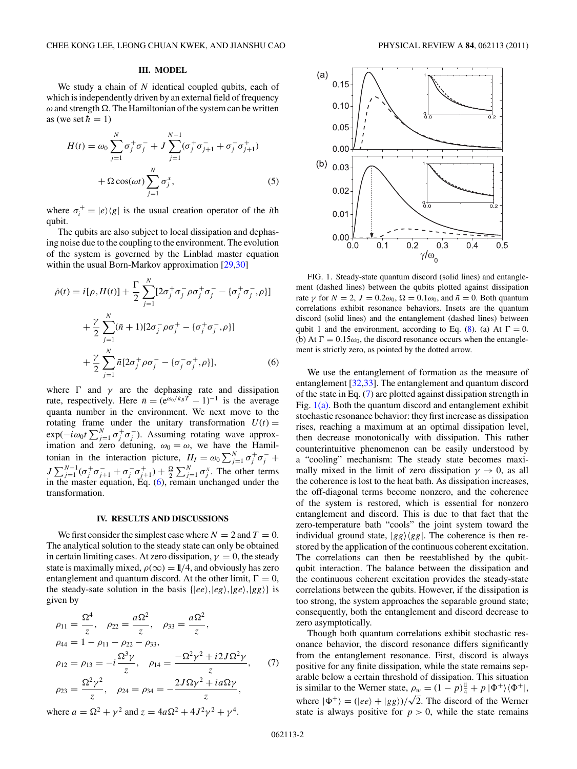## III. MODEL

We study a chain of $N$ identical coupled qubits, each of which is independently driven by an external field of frequency $\omega$ and strength $\Omega$. The Hamiltonian of the system can be written as (we set $\hbar = 1$)

$$H(t) = \omega_0 \sum_{j=1}^{N} \sigma_j^+ \sigma_j^- + J \sum_{j=1}^{N-1} (\sigma_j^+ \sigma_{j+1}^- + \sigma_j^- \sigma_{j+1}^+) + \Omega \cos(\omega t) \sum_{j=1}^{N} \sigma_j^x, \tag{5}$$

where $\sigma_i^+ = |e\rangle\langle g|$ is the usual creation operator of the $i$th qubit.

The qubits are also subject to local dissipation and dephasing noise due to the coupling to the environment. The evolution of the system is governed by the Linblad master equation within the usual Born-Markov approximation [29,30]

$$\begin{aligned}\dot{\rho}(t) = {} & i[\rho, H(t)] + \frac{\Gamma}{2} \sum_{j=1}^{N} [2\sigma_j^+ \sigma_j^- \rho \sigma_j^+ \sigma_j^- - \{\sigma_j^+ \sigma_j^-, \rho\}] \\ & + \frac{\gamma}{2} \sum_{j=1}^{N} (\bar{n} + 1)[2\sigma_j^- \rho \sigma_j^+ - \{\sigma_j^+ \sigma_j^-, \rho\}] \\ & + \frac{\gamma}{2} \sum_{j=1}^{N} \bar{n}[2\sigma_j^+ \rho \sigma_j^- - \{\sigma_j^- \sigma_j^+, \rho\}],\end{aligned} \tag{6}$$

where $\Gamma$ and $\gamma$ are the dephasing rate and dissipation rate, respectively. Here $\bar{n} = (e^{\omega_0/k_B T} - 1)^{-1}$ is the average quanta number in the environment. We next move to the rotating frame under the unitary transformation $U(t) = \exp(-i\omega_0 t \sum_{j=1}^{N} \sigma_j^+ \sigma_j^-)$. Assuming rotating wave approximation and zero detuning, $\omega_0 = \omega$, we have the Hamiltonian in the interaction picture, $H_I = \omega_0 \sum_{j=1}^{N} \sigma_j^+ \sigma_j^- + J \sum_{j=1}^{N-1} (\sigma_j^+ \sigma_{j+1}^- + \sigma_j^- \sigma_{j+1}^+) + \frac{\Omega}{2} \sum_{j=1}^{N} \sigma_j^x$. The other terms in the master equation, Eq. (6), remain unchanged under the transformation.

## IV. RESULTS AND DISCUSSIONS

We first consider the simplest case where $N = 2$ and $T = 0$. The analytical solution to the steady state can only be obtained in certain limiting cases. At zero dissipation, $\gamma = 0$, the steady state is maximally mixed, $\rho(\infty) = \mathbb{1}/4$, and obviously has zero entanglement and quantum discord. At the other limit, $\Gamma = 0$, the steady-sate solution in the basis $\{|ee\rangle, |eg\rangle, |ge\rangle, |gg\rangle\}$ is given by

$$\begin{aligned}&\rho_{11} = \frac{\Omega^4}{z}, \quad \rho_{22} = \frac{a\Omega^2}{z}, \quad \rho_{33} = \frac{a\Omega^2}{z}, \\ &\rho_{44} = 1 - \rho_{11} - \rho_{22} - \rho_{33}, \\ &\rho_{12} = \rho_{13} = -i\frac{\Omega^3 \gamma}{z}, \quad \rho_{14} = \frac{-\Omega^2\gamma^2 + i2J\Omega^2\gamma}{z}, \\ &\rho_{23} = \frac{\Omega^2\gamma^2}{z}, \quad \rho_{24} = \rho_{34} = -\frac{2J\Omega\gamma^2 + ia\Omega\gamma}{z},\end{aligned} \tag{7}$$

where $a = \Omega^2 + \gamma^2$ and $z = 4a\Omega^2 + 4J^2\gamma^2 + \gamma^4$.

FIG. 1. Steady-state quantum discord (solid lines) and entanglement (dashed lines) between the qubits plotted against dissipation rate $\gamma$ for $N = 2$, $J = 0.2\omega_0$, $\Omega = 0.1\omega_0$, and $\bar{n} = 0$. Both quantum correlations exhibit resonance behaviors. Insets are the quantum discord (solid lines) and the entanglement (dashed lines) between qubit 1 and the environment, according to Eq. (8). (a) At $\Gamma = 0$. (b) At $\Gamma = 0.15\omega_0$, the discord resonance occurs when the entanglement is strictly zero, as pointed by the dotted arrow.

We use the entanglement of formation as the measure of entanglement [32,33]. The entanglement and quantum discord of the state in Eq. (7) are plotted against dissipation strength in Fig. 1(a). Both the quantum discord and entanglement exhibit stochastic resonance behavior: they first increase as dissipation rises, reaching a maximum at an optimal dissipation level, then decrease monotonically with dissipation. This rather counterintuitive phenomenon can be easily understood by a "cooling" mechanism: The steady state becomes maximally mixed in the limit of zero dissipation $\gamma \to 0$, as all the coherence is lost to the heat bath. As dissipation increases, the off-diagonal terms become nonzero, and the coherence of the system is restored, which is essential for nonzero entanglement and discord. This is due to that fact that the zero-temperature bath "cools" the joint system toward the individual ground state, $|gg\rangle\langle gg|$. The coherence is then restored by the application of the continuous coherent excitation. The correlations can then be reestablished by the qubit-qubit interaction. The balance between the dissipation and the continuous coherent excitation provides the steady-state correlations between the qubits. However, if the dissipation is too strong, the system approaches the separable ground state; consequently, both the entanglement and discord decrease to zero asymptotically.

Though both quantum correlations exhibit stochastic resonance behavior, the discord resonance differs significantly from the entanglement resonance. First, discord is always positive for any finite dissipation, while the state remains separable below a certain threshold of dissipation. This situation is similar to the Werner state, $\rho_w = (1-p)\frac{\mathbb{1}}{4} + p\,|\Phi^+\rangle\langle\Phi^+|$, where $|\Phi^+\rangle = (|ee\rangle + |gg\rangle)/\sqrt{2}$. The discord of the Werner state is always positive for $p > 0$, while the state remains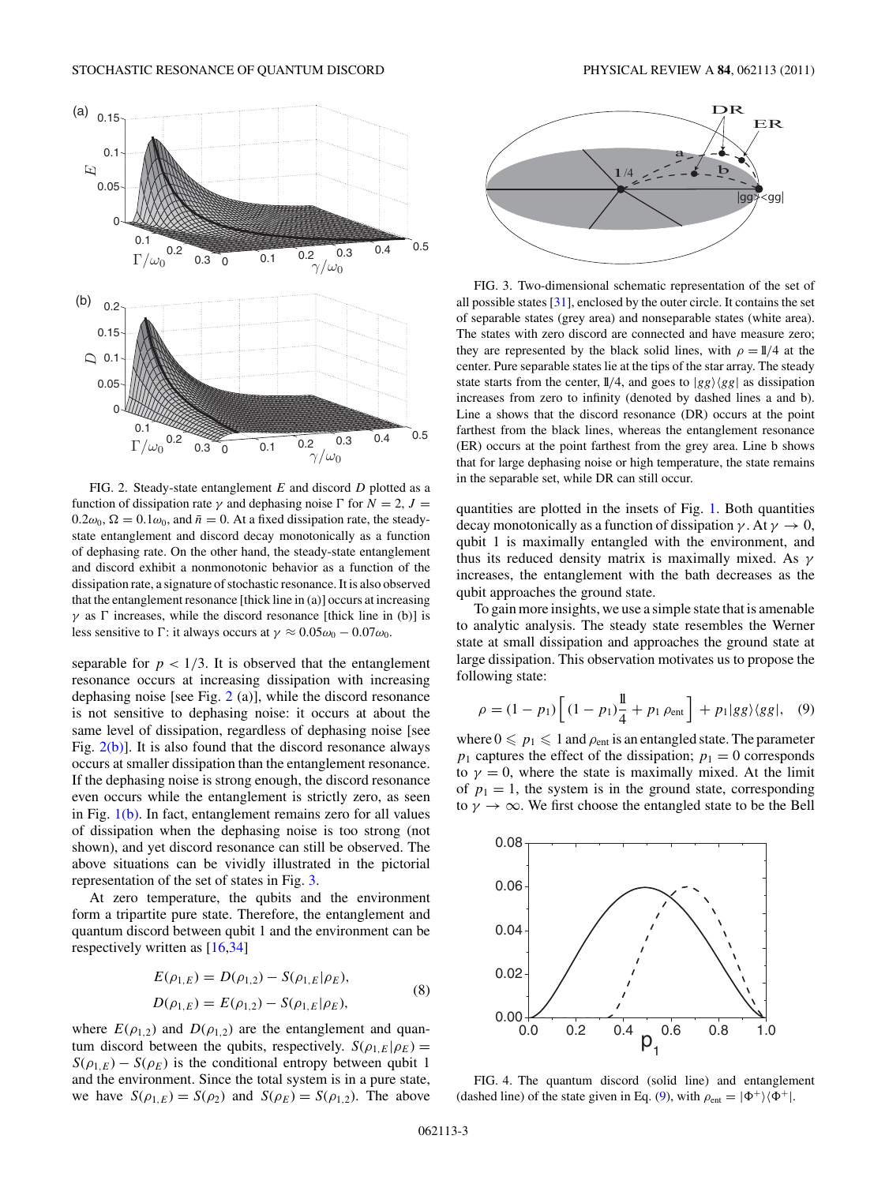FIG. 2. Steady-state entanglement $E$ and discord $D$ plotted as a function of dissipation rate $\gamma$ and dephasing noise $\Gamma$ for $N = 2$, $J = 0.2\omega_0$, $\Omega = 0.1\omega_0$, and $\bar{n} = 0$. At a fixed dissipation rate, the steady-state entanglement and discord decay monotonically as a function of dephasing rate. On the other hand, the steady-state entanglement and discord exhibit a nonmonotonic behavior as a function of the dissipation rate, a signature of stochastic resonance. It is also observed that the entanglement resonance [thick line in (a)] occurs at increasing $\gamma$ as $\Gamma$ increases, while the discord resonance [thick line in (b)] is less sensitive to $\Gamma$: it always occurs at $\gamma \approx 0.05\omega_0 - 0.07\omega_0$.

separable for $p < 1/3$. It is observed that the entanglement resonance occurs at increasing dissipation with increasing dephasing noise [see Fig. 2 (a)], while the discord resonance is not sensitive to dephasing noise: it occurs at about the same level of dissipation, regardless of dephasing noise [see Fig. 2(b)]. It is also found that the discord resonance always occurs at smaller dissipation than the entanglement resonance. If the dephasing noise is strong enough, the discord resonance even occurs while the entanglement is strictly zero, as seen in Fig. 1(b). In fact, entanglement remains zero for all values of dissipation when the dephasing noise is too strong (not shown), and yet discord resonance can still be observed. The above situations can be vividly illustrated in the pictorial representation of the set of states in Fig. 3.

At zero temperature, the qubits and the environment form a tripartite pure state. Therefore, the entanglement and quantum discord between qubit 1 and the environment can be respectively written as [16,34]

$$
\begin{aligned}
E(\rho_{1,E}) &= D(\rho_{1,2}) - S(\rho_{1,E}|\rho_E), \\
D(\rho_{1,E}) &= E(\rho_{1,2}) - S(\rho_{1,E}|\rho_E),
\end{aligned}
\tag{8}
$$

where $E(\rho_{1,2})$ and $D(\rho_{1,2})$ are the entanglement and quantum discord between the qubits, respectively. $S(\rho_{1,E}|\rho_E) = S(\rho_{1,E}) - S(\rho_E)$ is the conditional entropy between qubit 1 and the environment. Since the total system is in a pure state, we have $S(\rho_{1,E}) = S(\rho_2)$ and $S(\rho_E) = S(\rho_{1,2})$. The above quantities are plotted in the insets of Fig. 1. Both quantities decay monotonically as a function of dissipation $\gamma$. At $\gamma \to 0$, qubit 1 is maximally entangled with the environment, and thus its reduced density matrix is maximally mixed. As $\gamma$ increases, the entanglement with the bath decreases as the qubit approaches the ground state.

FIG. 3. Two-dimensional schematic representation of the set of all possible states [31], enclosed by the outer circle. It contains the set of separable states (grey area) and nonseparable states (white area). The states with zero discord are connected and have measure zero; they are represented by the black solid lines, with $\rho = \mathbb{1}/4$ at the center. Pure separable states lie at the tips of the star array. The steady state starts from the center, $\mathbb{1}/4$, and goes to $|gg\rangle\langle gg|$ as dissipation increases from zero to infinity (denoted by dashed lines a and b). Line a shows that the discord resonance (DR) occurs at the point farthest from the black lines, whereas the entanglement resonance (ER) occurs at the point farthest from the grey area. Line b shows that for large dephasing noise or high temperature, the state remains in the separable set, while DR can still occur.

To gain more insights, we use a simple state that is amenable to analytic analysis. The steady state resembles the Werner state at small dissipation and approaches the ground state at large dissipation. This observation motivates us to propose the following state:

$$
\rho = (1 - p_1)\left[(1 - p_1)\frac{\mathbb{1}}{4} + p_1\,\rho_{\text{ent}}\right] + p_1|gg\rangle\langle gg|, \tag{9}
$$

where $0 \leqslant p_1 \leqslant 1$ and $\rho_{\text{ent}}$ is an entangled state. The parameter $p_1$ captures the effect of the dissipation; $p_1 = 0$ corresponds to $\gamma = 0$, where the state is maximally mixed. At the limit of $p_1 = 1$, the system is in the ground state, corresponding to $\gamma \to \infty$. We first choose the entangled state to be the Bell

FIG. 4. The quantum discord (solid line) and entanglement (dashed line) of the state given in Eq. (9), with $\rho_{\text{ent}} = |\Phi^+\rangle\langle\Phi^+|$.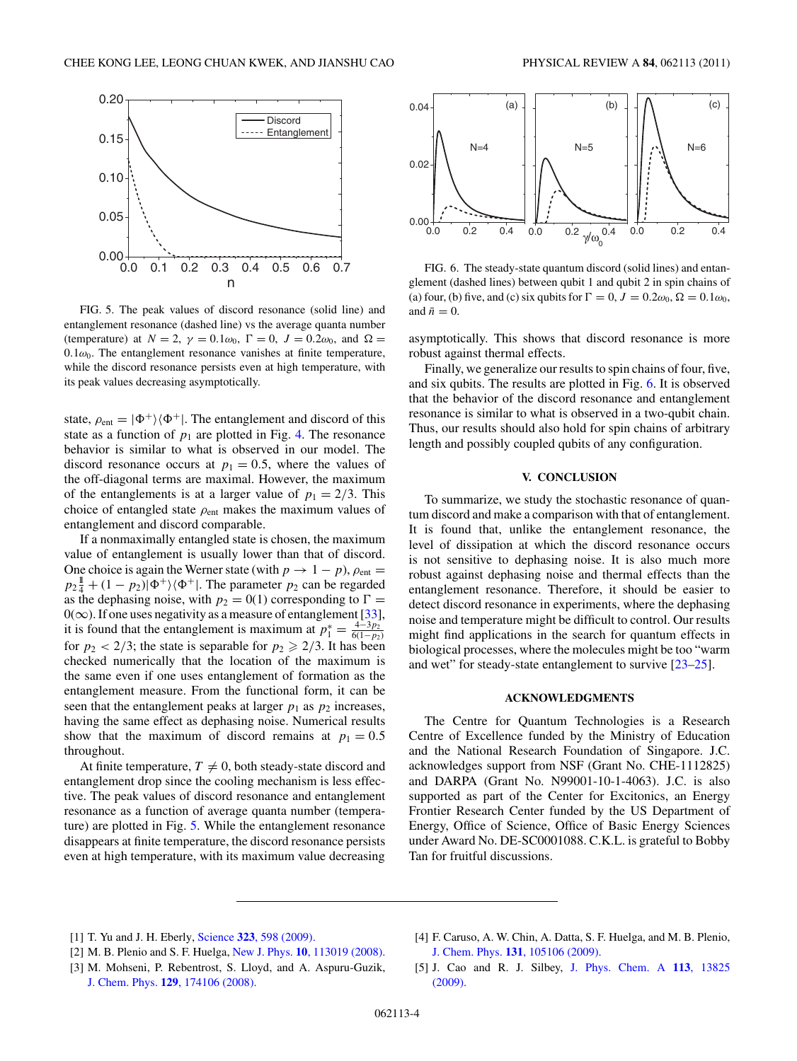FIG. 5. The peak values of discord resonance (solid line) and entanglement resonance (dashed line) vs the average quanta number (temperature) at $N = 2$, $\gamma = 0.1\omega_0$, $\Gamma = 0$, $J = 0.2\omega_0$, and $\Omega = 0.1\omega_0$. The entanglement resonance vanishes at finite temperature, while the discord resonance persists even at high temperature, with its peak values decreasing asymptotically.

state, $\rho_{\text{ent}} = |\Phi^+\rangle\langle\Phi^+|$. The entanglement and discord of this state as a function of $p_1$ are plotted in Fig. 4. The resonance behavior is similar to what is observed in our model. The discord resonance occurs at $p_1 = 0.5$, where the values of the off-diagonal terms are maximum. However, the maximum of the entanglements is at a larger value of $p_1 = 2/3$. This choice of entangled state $\rho_{\text{ent}}$ makes the maximum values of entanglement and discord comparable.

If a nonmaximally entangled state is chosen, the maximum value of entanglement is usually lower than that of discord. One choice is again the Werner state (with $p \to 1 - p$), $\rho_{\text{ent}} = p_2\frac{\mathbb{1}}{4} + (1 - p_2)|\Phi^+\rangle\langle\Phi^+|$. The parameter $p_2$ can be regarded as the dephasing noise, with $p_2 = 0(1)$ corresponding to $\Gamma = 0(\infty)$. If one uses negativity as a measure of entanglement [33], it is found that the entanglement is maximum at $p_1^* = \frac{4-3p_2}{6(1-p_2)}$ for $p_2 < 2/3$; the state is separable for $p_2 \geqslant 2/3$. It has been checked numerically that the location of the maximum is the same even if one uses entanglement of formation as the entanglement measure. From the functional form, it can be seen that the entanglement peaks at larger $p_1$ as $p_2$ increases, having the same effect as dephasing noise. Numerical results show that the maximum of discord remains at $p_1 = 0.5$ throughout.

At finite temperature, $T \neq 0$, both steady-state discord and entanglement drop since the cooling mechanism is less effective. The peak values of discord resonance and entanglement resonance as a function of average quanta number (temperature) are plotted in Fig. 5. While the entanglement resonance disappears at finite temperature, the discord resonance persists even at high temperature, with its maximum value decreasing asymptotically. This shows that discord resonance is more robust against thermal effects.

FIG. 6. The steady-state quantum discord (solid lines) and entanglement (dashed lines) between qubit 1 and qubit 2 in spin chains of (a) four, (b) five, and (c) six qubits for $\Gamma = 0$, $J = 0.2\omega_0$, $\Omega = 0.1\omega_0$, and $\bar{n} = 0$.

Finally, we generalize our results to spin chains of four, five, and six qubits. The results are plotted in Fig. 6. It is observed that the behavior of the discord resonance and entanglement resonance is similar to what is observed in a two-qubit chain. Thus, our results should also hold for spin chains of arbitrary length and possibly coupled qubits of any configuration.

## V. CONCLUSION

To summarize, we study the stochastic resonance of quantum discord and make a comparison with that of entanglement. It is found that, unlike the entanglement resonance, the level of dissipation at which the discord resonance occurs is not sensitive to dephasing noise. It is also much more robust against dephasing noise and thermal effects than the entanglement resonance. Therefore, it should be easier to detect discord resonance in experiments, where the dephasing noise and temperature might be difficult to control. Our results might find applications in the search for quantum effects in biological processes, where the molecules might be too "warm and wet" for steady-state entanglement to survive [23–25].

## ACKNOWLEDGMENTS

The Centre for Quantum Technologies is a Research Centre of Excellence funded by the Ministry of Education and the National Research Foundation of Singapore. J.C. acknowledges support from NSF (Grant No. CHE-1112825) and DARPA (Grant No. N99001-10-1-4063). J.C. is also supported as part of the Center for Excitonics, an Energy Frontier Research Center funded by the US Department of Energy, Office of Science, Office of Basic Energy Sciences under Award No. DE-SC0001088. C.K.L. is grateful to Bobby Tan for fruitful discussions.

---

[1] T. Yu and J. H. Eberly, Science **323**, 598 (2009).
[2] M. B. Plenio and S. F. Huelga, New J. Phys. **10**, 113019 (2008).
[3] M. Mohseni, P. Rebentrost, S. Lloyd, and A. Aspuru-Guzik, J. Chem. Phys. **129**, 174106 (2008).
[4] F. Caruso, A. W. Chin, A. Datta, S. F. Huelga, and M. B. Plenio, J. Chem. Phys. **131**, 105106 (2009).
[5] J. Cao and R. J. Silbey, J. Phys. Chem. A **113**, 13825 (2009).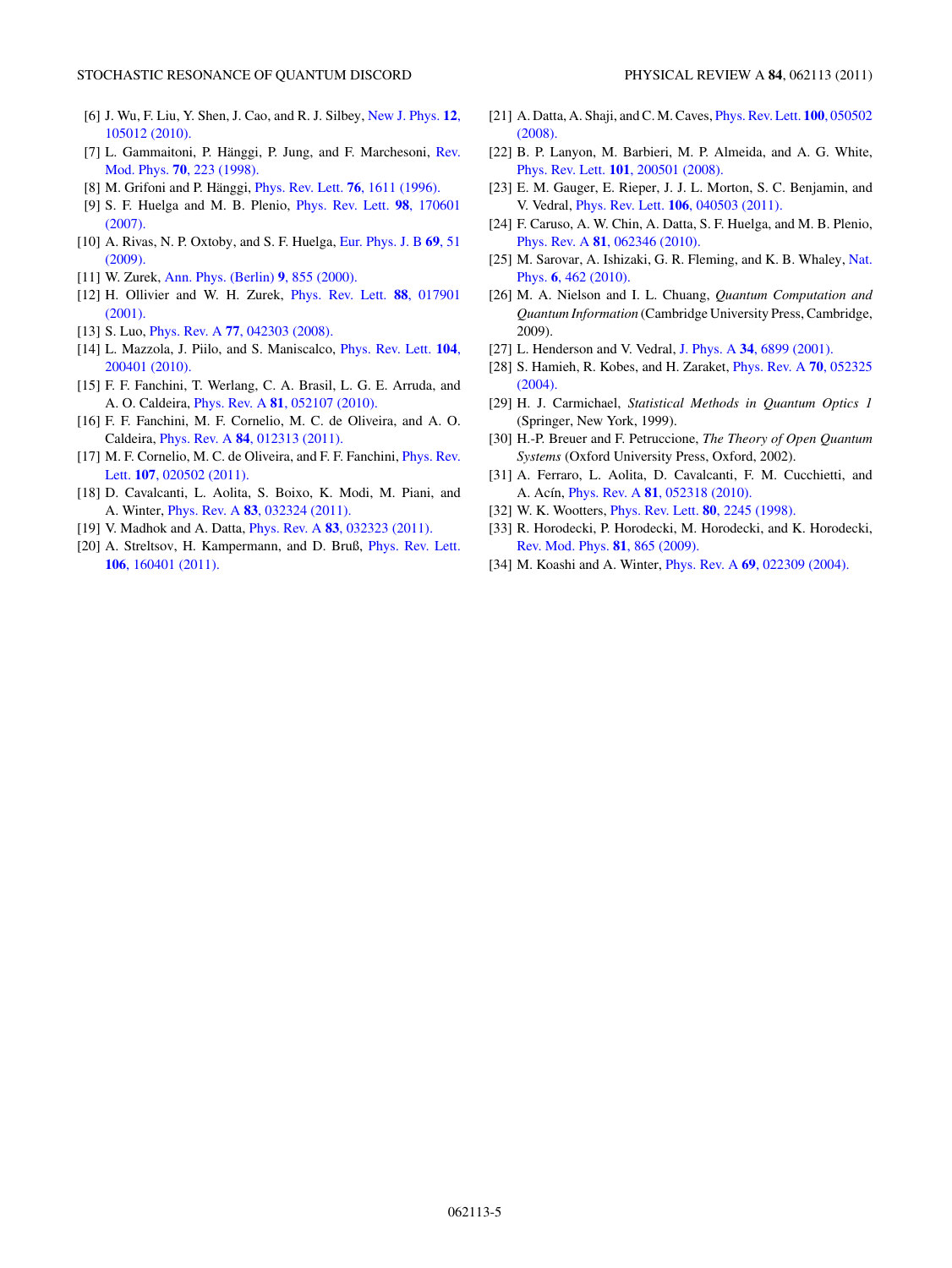[6] J. Wu, F. Liu, Y. Shen, J. Cao, and R. J. Silbey, New J. Phys. **12**, 105012 (2010).

[7] L. Gammaitoni, P. Hänggi, P. Jung, and F. Marchesoni, Rev. Mod. Phys. **70**, 223 (1998).

[8] M. Grifoni and P. Hänggi, Phys. Rev. Lett. **76**, 1611 (1996).

[9] S. F. Huelga and M. B. Plenio, Phys. Rev. Lett. **98**, 170601 (2007).

[10] A. Rivas, N. P. Oxtoby, and S. F. Huelga, Eur. Phys. J. B **69**, 51 (2009).

[11] W. Zurek, Ann. Phys. (Berlin) **9**, 855 (2000).

[12] H. Ollivier and W. H. Zurek, Phys. Rev. Lett. **88**, 017901 (2001).

[13] S. Luo, Phys. Rev. A **77**, 042303 (2008).

[14] L. Mazzola, J. Piilo, and S. Maniscalco, Phys. Rev. Lett. **104**, 200401 (2010).

[15] F. F. Fanchini, T. Werlang, C. A. Brasil, L. G. E. Arruda, and A. O. Caldeira, Phys. Rev. A **81**, 052107 (2010).

[16] F. F. Fanchini, M. F. Cornelio, M. C. de Oliveira, and A. O. Caldeira, Phys. Rev. A **84**, 012313 (2011).

[17] M. F. Cornelio, M. C. de Oliveira, and F. F. Fanchini, Phys. Rev. Lett. **107**, 020502 (2011).

[18] D. Cavalcanti, L. Aolita, S. Boixo, K. Modi, M. Piani, and A. Winter, Phys. Rev. A **83**, 032324 (2011).

[19] V. Madhok and A. Datta, Phys. Rev. A **83**, 032323 (2011).

[20] A. Streltsov, H. Kampermann, and D. Bruß, Phys. Rev. Lett. **106**, 160401 (2011).

[21] A. Datta, A. Shaji, and C. M. Caves, Phys. Rev. Lett. **100**, 050502 (2008).

[22] B. P. Lanyon, M. Barbieri, M. P. Almeida, and A. G. White, Phys. Rev. Lett. **101**, 200501 (2008).

[23] E. M. Gauger, E. Rieper, J. J. L. Morton, S. C. Benjamin, and V. Vedral, Phys. Rev. Lett. **106**, 040503 (2011).

[24] F. Caruso, A. W. Chin, A. Datta, S. F. Huelga, and M. B. Plenio, Phys. Rev. A **81**, 062346 (2010).

[25] M. Sarovar, A. Ishizaki, G. R. Fleming, and K. B. Whaley, Nat. Phys. **6**, 462 (2010).

[26] M. A. Nielson and I. L. Chuang, *Quantum Computation and Quantum Information* (Cambridge University Press, Cambridge, 2009).

[27] L. Henderson and V. Vedral, J. Phys. A **34**, 6899 (2001).

[28] S. Hamieh, R. Kobes, and H. Zaraket, Phys. Rev. A **70**, 052325 (2004).

[29] H. J. Carmichael, *Statistical Methods in Quantum Optics 1* (Springer, New York, 1999).

[30] H.-P. Breuer and F. Petruccione, *The Theory of Open Quantum Systems* (Oxford University Press, Oxford, 2002).

[31] A. Ferraro, L. Aolita, D. Cavalcanti, F. M. Cucchietti, and A. Acín, Phys. Rev. A **81**, 052318 (2010).

[32] W. K. Wootters, Phys. Rev. Lett. **80**, 2245 (1998).

[33] R. Horodecki, P. Horodecki, M. Horodecki, and K. Horodecki, Rev. Mod. Phys. **81**, 865 (2009).

[34] M. Koashi and A. Winter, Phys. Rev. A **69**, 022309 (2004).